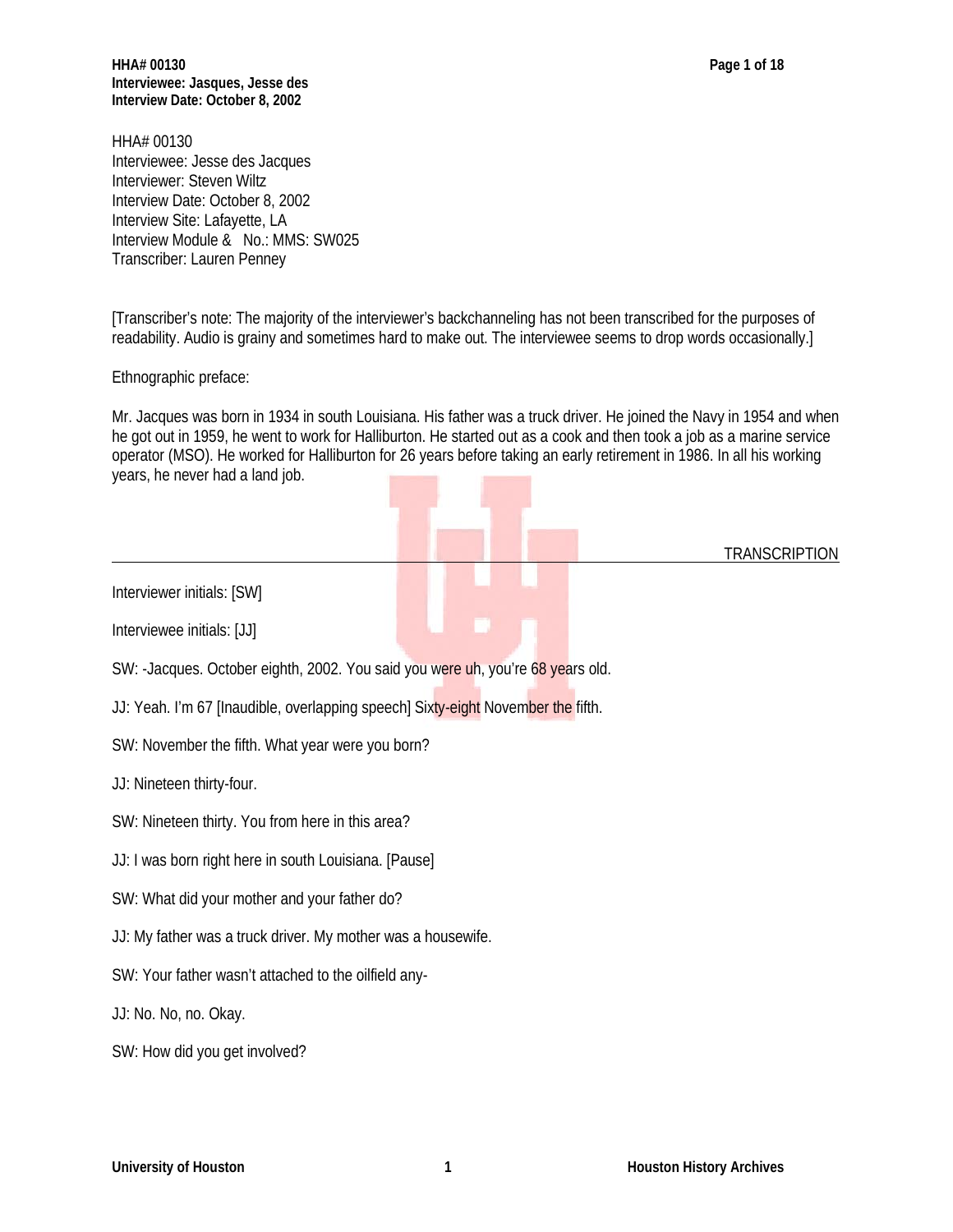HHA# 00130
Interviewee: Jesse des Jacques
Interviewer: Steven Wiltz
Interview Date: October 8, 2002
Interview Site: Lafayette, LA
Interview Module & No.: MMS: SW025
Transcriber: Lauren Penney

[Transcriber's note: The majority of the interviewer's backchanneling has not been transcribed for the purposes of readability. Audio is grainy and sometimes hard to make out. The interviewee seems to drop words occasionally.]

Ethnographic preface:

Mr. Jacques was born in 1934 in south Louisiana. His father was a truck driver. He joined the Navy in 1954 and when he got out in 1959, he went to work for Halliburton. He started out as a cook and then took a job as a marine service operator (MSO). He worked for Halliburton for 26 years before taking an early retirement in 1986. In all his working years, he never had a land job.

---

TRANSCRIPTION

Interviewer initials: [SW]

Interviewee initials: [JJ]

SW: -Jacques. October eighth, 2002. You said you were uh, you're 68 years old.

JJ: Yeah. I'm 67 [Inaudible, overlapping speech] Sixty-eight November the fifth.

SW: November the fifth. What year were you born?

JJ: Nineteen thirty-four.

SW: Nineteen thirty. You from here in this area?

JJ: I was born right here in south Louisiana. [Pause]

SW: What did your mother and your father do?

JJ: My father was a truck driver. My mother was a housewife.

SW: Your father wasn't attached to the oilfield any-

JJ: No. No, no. Okay.

SW: How did you get involved?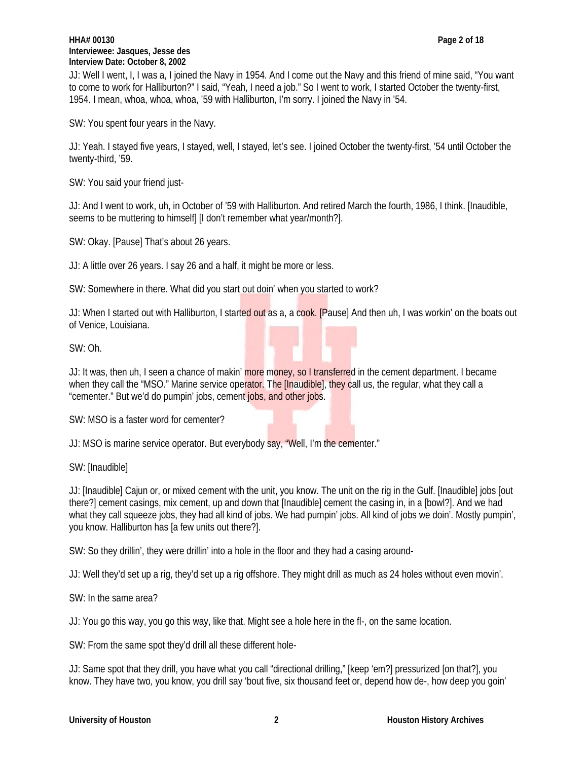JJ: Well I went, I, I was a, I joined the Navy in 1954. And I come out the Navy and this friend of mine said, "You want to come to work for Halliburton?" I said, "Yeah, I need a job." So I went to work, I started October the twenty-first, 1954. I mean, whoa, whoa, whoa, '59 with Halliburton, I'm sorry. I joined the Navy in '54.

SW: You spent four years in the Navy.

JJ: Yeah. I stayed five years, I stayed, well, I stayed, let's see. I joined October the twenty-first, '54 until October the twenty-third, '59.

SW: You said your friend just-

JJ: And I went to work, uh, in October of '59 with Halliburton. And retired March the fourth, 1986, I think. [Inaudible, seems to be muttering to himself] [I don't remember what year/month?].

SW: Okay. [Pause] That's about 26 years.

JJ: A little over 26 years. I say 26 and a half, it might be more or less.

SW: Somewhere in there. What did you start out doin' when you started to work?

JJ: When I started out with Halliburton, I started out as a, a cook. [Pause] And then uh, I was workin' on the boats out of Venice, Louisiana.

SW: Oh.

JJ: It was, then uh, I seen a chance of makin' more money, so I transferred in the cement department. I became when they call the "MSO." Marine service operator. The [Inaudible], they call us, the regular, what they call a "cementer." But we'd do pumpin' jobs, cement jobs, and other jobs.

SW: MSO is a faster word for cementer?

JJ: MSO is marine service operator. But everybody say, "Well, I'm the cementer."

SW: [Inaudible]

JJ: [Inaudible] Cajun or, or mixed cement with the unit, you know. The unit on the rig in the Gulf. [Inaudible] jobs [out there?] cement casings, mix cement, up and down that [Inaudible] cement the casing in, in a [bowl?]. And we had what they call squeeze jobs, they had all kind of jobs. We had pumpin' jobs. All kind of jobs we doin'. Mostly pumpin', you know. Halliburton has [a few units out there?].

SW: So they drillin', they were drillin' into a hole in the floor and they had a casing around-

JJ: Well they'd set up a rig, they'd set up a rig offshore. They might drill as much as 24 holes without even movin'.

SW: In the same area?

JJ: You go this way, you go this way, like that. Might see a hole here in the fl-, on the same location.

SW: From the same spot they'd drill all these different hole-

JJ: Same spot that they drill, you have what you call "directional drilling," [keep 'em?] pressurized [on that?], you know. They have two, you know, you drill say 'bout five, six thousand feet or, depend how de-, how deep you goin'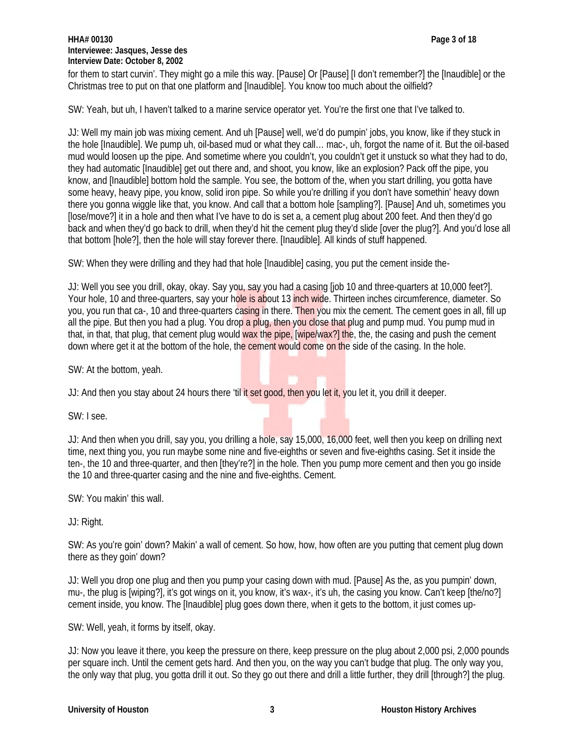for them to start curvin'. They might go a mile this way. [Pause] Or [Pause] [I don't remember?] the [Inaudible] or the Christmas tree to put on that one platform and [Inaudible]. You know too much about the oilfield?

SW: Yeah, but uh, I haven't talked to a marine service operator yet. You're the first one that I've talked to.

JJ: Well my main job was mixing cement. And uh [Pause] well, we'd do pumpin' jobs, you know, like if they stuck in the hole [Inaudible]. We pump uh, oil-based mud or what they call… mac-, uh, forgot the name of it. But the oil-based mud would loosen up the pipe. And sometime where you couldn't, you couldn't get it unstuck so what they had to do, they had automatic [Inaudible] get out there and, and shoot, you know, like an explosion? Pack off the pipe, you know, and [Inaudible] bottom hold the sample. You see, the bottom of the, when you start drilling, you gotta have some heavy, heavy pipe, you know, solid iron pipe. So while you're drilling if you don't have somethin' heavy down there you gonna wiggle like that, you know. And call that a bottom hole [sampling?]. [Pause] And uh, sometimes you [lose/move?] it in a hole and then what I've have to do is set a, a cement plug about 200 feet. And then they'd go back and when they'd go back to drill, when they'd hit the cement plug they'd slide [over the plug?]. And you'd lose all that bottom [hole?], then the hole will stay forever there. [Inaudible]. All kinds of stuff happened.

SW: When they were drilling and they had that hole [Inaudible] casing, you put the cement inside the-

JJ: Well you see you drill, okay, okay. Say you, say you had a casing [job 10 and three-quarters at 10,000 feet?]. Your hole, 10 and three-quarters, say your hole is about 13 inch wide. Thirteen inches circumference, diameter. So you, you run that ca-, 10 and three-quarters casing in there. Then you mix the cement. The cement goes in all, fill up all the pipe. But then you had a plug. You drop a plug, then you close that plug and pump mud. You pump mud in that, in that, that plug, that cement plug would wax the pipe, [wipe/wax?] the, the, the casing and push the cement down where get it at the bottom of the hole, the cement would come on the side of the casing. In the hole.

SW: At the bottom, yeah.

JJ: And then you stay about 24 hours there 'til it set good, then you let it, you let it, you drill it deeper.

SW: I see.

JJ: And then when you drill, say you, you drilling a hole, say 15,000, 16,000 feet, well then you keep on drilling next time, next thing you, you run maybe some nine and five-eighths or seven and five-eighths casing. Set it inside the ten-, the 10 and three-quarter, and then [they're?] in the hole. Then you pump more cement and then you go inside the 10 and three-quarter casing and the nine and five-eighths. Cement.

SW: You makin' this wall.

JJ: Right.

SW: As you're goin' down? Makin' a wall of cement. So how, how, how often are you putting that cement plug down there as they goin' down?

JJ: Well you drop one plug and then you pump your casing down with mud. [Pause] As the, as you pumpin' down, mu-, the plug is [wiping?], it's got wings on it, you know, it's wax-, it's uh, the casing you know. Can't keep [the/no?] cement inside, you know. The [Inaudible] plug goes down there, when it gets to the bottom, it just comes up-

SW: Well, yeah, it forms by itself, okay.

JJ: Now you leave it there, you keep the pressure on there, keep pressure on the plug about 2,000 psi, 2,000 pounds per square inch. Until the cement gets hard. And then you, on the way you can't budge that plug. The only way you, the only way that plug, you gotta drill it out. So they go out there and drill a little further, they drill [through?] the plug.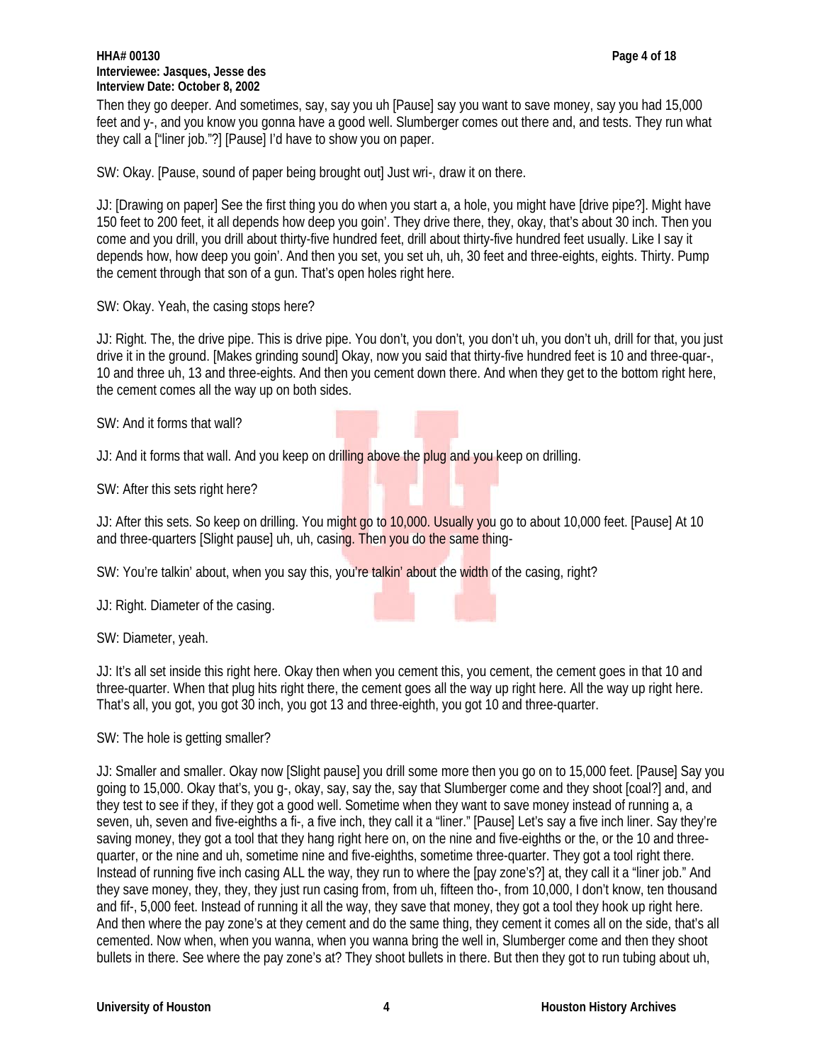Then they go deeper. And sometimes, say, say you uh [Pause] say you want to save money, say you had 15,000 feet and y-, and you know you gonna have a good well. Slumberger comes out there and, and tests. They run what they call a ["liner job."?] [Pause] I'd have to show you on paper.

SW: Okay. [Pause, sound of paper being brought out] Just wri-, draw it on there.

JJ: [Drawing on paper] See the first thing you do when you start a, a hole, you might have [drive pipe?]. Might have 150 feet to 200 feet, it all depends how deep you goin'. They drive there, they, okay, that's about 30 inch. Then you come and you drill, you drill about thirty-five hundred feet, drill about thirty-five hundred feet usually. Like I say it depends how, how deep you goin'. And then you set, you set uh, uh, 30 feet and three-eights, eights. Thirty. Pump the cement through that son of a gun. That's open holes right here.

SW: Okay. Yeah, the casing stops here?

JJ: Right. The, the drive pipe. This is drive pipe. You don't, you don't, you don't uh, you don't uh, drill for that, you just drive it in the ground. [Makes grinding sound] Okay, now you said that thirty-five hundred feet is 10 and three-quar-, 10 and three uh, 13 and three-eights. And then you cement down there. And when they get to the bottom right here, the cement comes all the way up on both sides.

SW: And it forms that wall?

JJ: And it forms that wall. And you keep on drilling above the plug and you keep on drilling.

SW: After this sets right here?

JJ: After this sets. So keep on drilling. You might go to 10,000. Usually you go to about 10,000 feet. [Pause] At 10 and three-quarters [Slight pause] uh, uh, casing. Then you do the same thing-

SW: You're talkin' about, when you say this, you're talkin' about the width of the casing, right?

JJ: Right. Diameter of the casing.

SW: Diameter, yeah.

JJ: It's all set inside this right here. Okay then when you cement this, you cement, the cement goes in that 10 and three-quarter. When that plug hits right there, the cement goes all the way up right here. All the way up right here. That's all, you got, you got 30 inch, you got 13 and three-eighth, you got 10 and three-quarter.

SW: The hole is getting smaller?

JJ: Smaller and smaller. Okay now [Slight pause] you drill some more then you go on to 15,000 feet. [Pause] Say you going to 15,000. Okay that's, you g-, okay, say, say the, say that Slumberger come and they shoot [coal?] and, and they test to see if they, if they got a good well. Sometime when they want to save money instead of running a, a seven, uh, seven and five-eighths a fi-, a five inch, they call it a "liner." [Pause] Let's say a five inch liner. Say they're saving money, they got a tool that they hang right here on, on the nine and five-eighths or the, or the 10 and three-quarter, or the nine and uh, sometime nine and five-eighths, sometime three-quarter. They got a tool right there. Instead of running five inch casing ALL the way, they run to where the [pay zone's?] at, they call it a "liner job." And they save money, they, they, they just run casing from, from uh, fifteen tho-, from 10,000, I don't know, ten thousand and fif-, 5,000 feet. Instead of running it all the way, they save that money, they got a tool they hook up right here. And then where the pay zone's at they cement and do the same thing, they cement it comes all on the side, that's all cemented. Now when, when you wanna, when you wanna bring the well in, Slumberger come and then they shoot bullets in there. See where the pay zone's at? They shoot bullets in there. But then they got to run tubing about uh,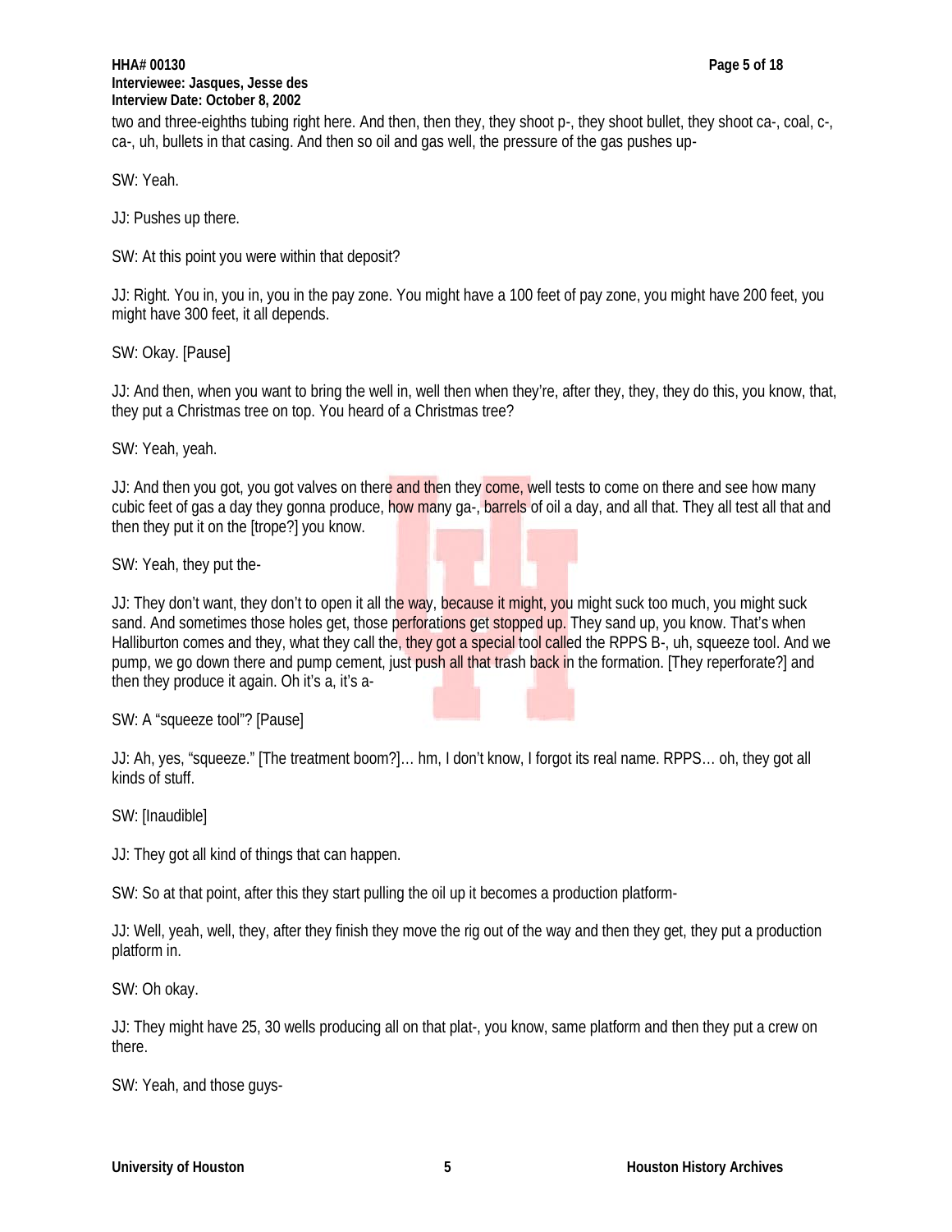two and three-eighths tubing right here. And then, then they, they shoot p-, they shoot bullet, they shoot ca-, coal, c-, ca-, uh, bullets in that casing. And then so oil and gas well, the pressure of the gas pushes up-

SW: Yeah.

JJ: Pushes up there.

SW: At this point you were within that deposit?

JJ: Right. You in, you in, you in the pay zone. You might have a 100 feet of pay zone, you might have 200 feet, you might have 300 feet, it all depends.

SW: Okay. [Pause]

JJ: And then, when you want to bring the well in, well then when they're, after they, they, they do this, you know, that, they put a Christmas tree on top. You heard of a Christmas tree?

SW: Yeah, yeah.

JJ: And then you got, you got valves on there and then they come, well tests to come on there and see how many cubic feet of gas a day they gonna produce, how many ga-, barrels of oil a day, and all that. They all test all that and then they put it on the [trope?] you know.

SW: Yeah, they put the-

JJ: They don't want, they don't to open it all the way, because it might, you might suck too much, you might suck sand. And sometimes those holes get, those perforations get stopped up. They sand up, you know. That's when Halliburton comes and they, what they call the, they got a special tool called the RPPS B-, uh, squeeze tool. And we pump, we go down there and pump cement, just push all that trash back in the formation. [They reperforate?] and then they produce it again. Oh it's a, it's a-

SW: A "squeeze tool"? [Pause]

JJ: Ah, yes, "squeeze." [The treatment boom?]… hm, I don't know, I forgot its real name. RPPS… oh, they got all kinds of stuff.

SW: [Inaudible]

JJ: They got all kind of things that can happen.

SW: So at that point, after this they start pulling the oil up it becomes a production platform-

JJ: Well, yeah, well, they, after they finish they move the rig out of the way and then they get, they put a production platform in.

SW: Oh okay.

JJ: They might have 25, 30 wells producing all on that plat-, you know, same platform and then they put a crew on there.

SW: Yeah, and those guys-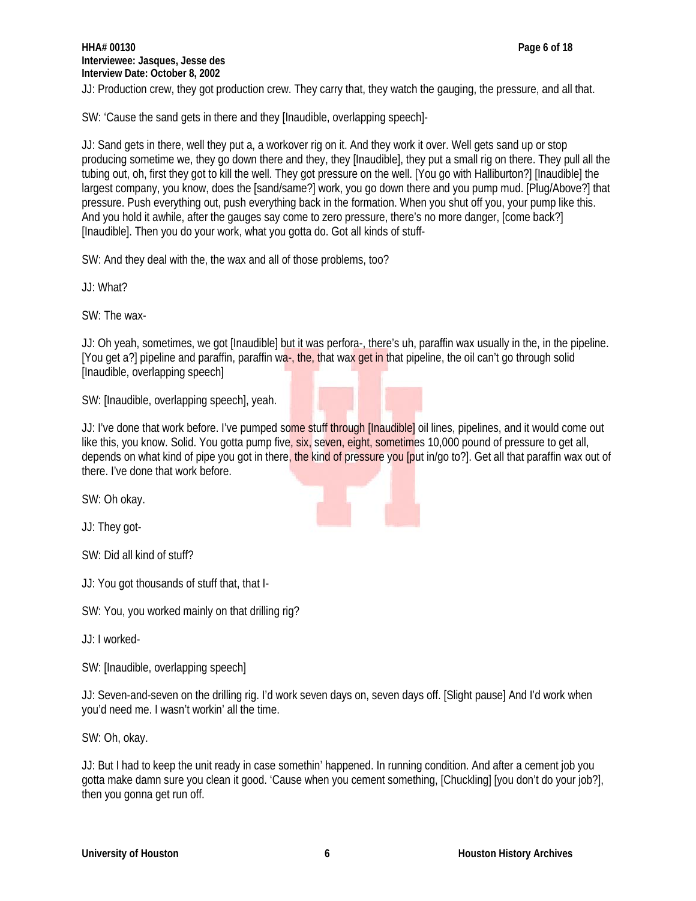JJ: Production crew, they got production crew. They carry that, they watch the gauging, the pressure, and all that.

SW: 'Cause the sand gets in there and they [Inaudible, overlapping speech]-

JJ: Sand gets in there, well they put a, a workover rig on it. And they work it over. Well gets sand up or stop producing sometime we, they go down there and they, they [Inaudible], they put a small rig on there. They pull all the tubing out, oh, first they got to kill the well. They got pressure on the well. [You go with Halliburton?] [Inaudible] the largest company, you know, does the [sand/same?] work, you go down there and you pump mud. [Plug/Above?] that pressure. Push everything out, push everything back in the formation. When you shut off you, your pump like this. And you hold it awhile, after the gauges say come to zero pressure, there's no more danger, [come back?] [Inaudible]. Then you do your work, what you gotta do. Got all kinds of stuff-

SW: And they deal with the, the wax and all of those problems, too?

JJ: What?

SW: The wax-

JJ: Oh yeah, sometimes, we got [Inaudible] but it was perfora-, there's uh, paraffin wax usually in the, in the pipeline. [You get a?] pipeline and paraffin, paraffin wa-, the, that wax get in that pipeline, the oil can't go through solid [Inaudible, overlapping speech]

SW: [Inaudible, overlapping speech], yeah.

JJ: I've done that work before. I've pumped some stuff through [Inaudible] oil lines, pipelines, and it would come out like this, you know. Solid. You gotta pump five, six, seven, eight, sometimes 10,000 pound of pressure to get all, depends on what kind of pipe you got in there, the kind of pressure you [put in/go to?]. Get all that paraffin wax out of there. I've done that work before.

SW: Oh okay.

JJ: They got-

SW: Did all kind of stuff?

JJ: You got thousands of stuff that, that I-

SW: You, you worked mainly on that drilling rig?

JJ: I worked-

SW: [Inaudible, overlapping speech]

JJ: Seven-and-seven on the drilling rig. I'd work seven days on, seven days off. [Slight pause] And I'd work when you'd need me. I wasn't workin' all the time.

SW: Oh, okay.

JJ: But I had to keep the unit ready in case somethin' happened. In running condition. And after a cement job you gotta make damn sure you clean it good. 'Cause when you cement something, [Chuckling] [you don't do your job?], then you gonna get run off.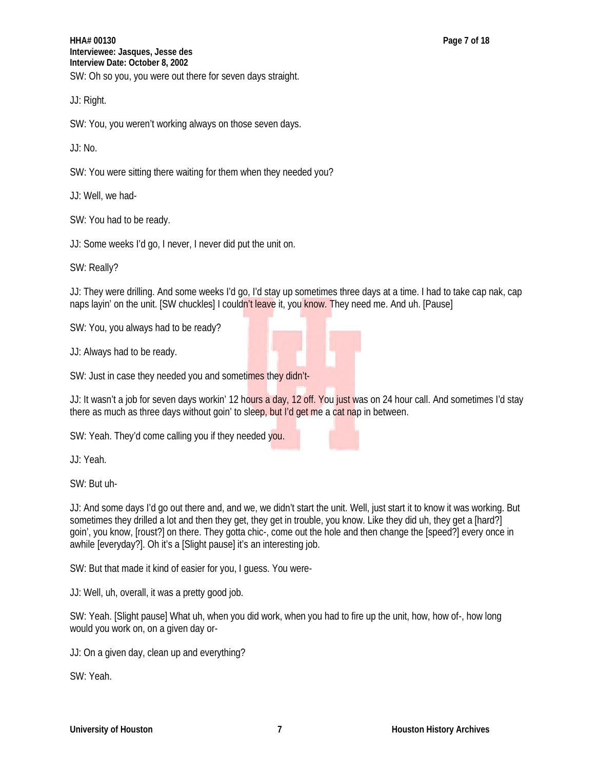SW: Oh so you, you were out there for seven days straight.

JJ: Right.

SW: You, you weren't working always on those seven days.

JJ: No.

SW: You were sitting there waiting for them when they needed you?

JJ: Well, we had-

SW: You had to be ready.

JJ: Some weeks I'd go, I never, I never did put the unit on.

SW: Really?

JJ: They were drilling. And some weeks I'd go, I'd stay up sometimes three days at a time. I had to take cap nak, cap naps layin' on the unit. [SW chuckles] I couldn't leave it, you know. They need me. And uh. [Pause]

SW: You, you always had to be ready?

JJ: Always had to be ready.

SW: Just in case they needed you and sometimes they didn't-

JJ: It wasn't a job for seven days workin' 12 hours a day, 12 off. You just was on 24 hour call. And sometimes I'd stay there as much as three days without goin' to sleep, but I'd get me a cat nap in between.

SW: Yeah. They'd come calling you if they needed you.

JJ: Yeah.

SW: But uh-

JJ: And some days I'd go out there and, and we, we didn't start the unit. Well, just start it to know it was working. But sometimes they drilled a lot and then they get, they get in trouble, you know. Like they did uh, they get a [hard?] goin', you know, [roust?] on there. They gotta chic-, come out the hole and then change the [speed?] every once in awhile [everyday?]. Oh it's a [Slight pause] it's an interesting job.

SW: But that made it kind of easier for you, I guess. You were-

JJ: Well, uh, overall, it was a pretty good job.

SW: Yeah. [Slight pause] What uh, when you did work, when you had to fire up the unit, how, how of-, how long would you work on, on a given day or-

JJ: On a given day, clean up and everything?

SW: Yeah.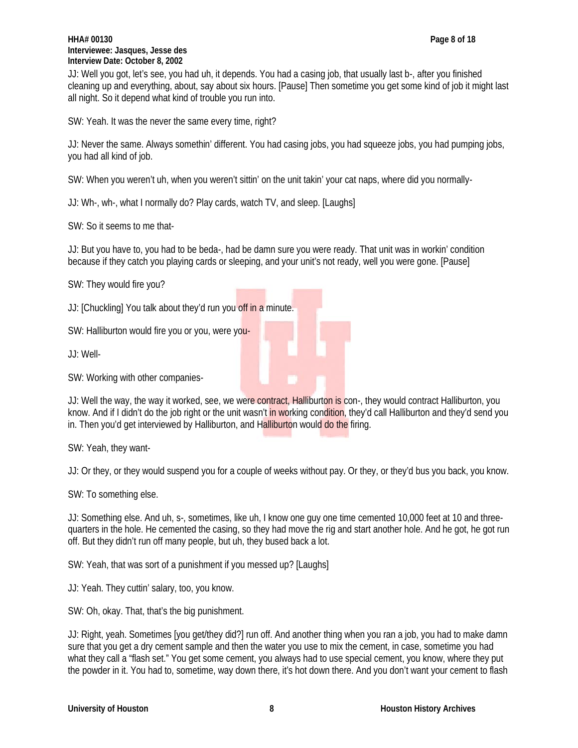JJ: Well you got, let's see, you had uh, it depends. You had a casing job, that usually last b-, after you finished cleaning up and everything, about, say about six hours. [Pause] Then sometime you get some kind of job it might last all night. So it depend what kind of trouble you run into.

SW: Yeah. It was the never the same every time, right?

JJ: Never the same. Always somethin' different. You had casing jobs, you had squeeze jobs, you had pumping jobs, you had all kind of job.

SW: When you weren't uh, when you weren't sittin' on the unit takin' your cat naps, where did you normally-

JJ: Wh-, wh-, what I normally do? Play cards, watch TV, and sleep. [Laughs]

SW: So it seems to me that-

JJ: But you have to, you had to be beda-, had be damn sure you were ready. That unit was in workin' condition because if they catch you playing cards or sleeping, and your unit's not ready, well you were gone. [Pause]

SW: They would fire you?

JJ: [Chuckling] You talk about they'd run you off in a minute.

SW: Halliburton would fire you or you, were you-

JJ: Well-

SW: Working with other companies-

JJ: Well the way, the way it worked, see, we were contract, Halliburton is con-, they would contract Halliburton, you know. And if I didn't do the job right or the unit wasn't in working condition, they'd call Halliburton and they'd send you in. Then you'd get interviewed by Halliburton, and Halliburton would do the firing.

SW: Yeah, they want-

JJ: Or they, or they would suspend you for a couple of weeks without pay. Or they, or they'd bus you back, you know.

SW: To something else.

JJ: Something else. And uh, s-, sometimes, like uh, I know one guy one time cemented 10,000 feet at 10 and three-quarters in the hole. He cemented the casing, so they had move the rig and start another hole. And he got, he got run off. But they didn't run off many people, but uh, they bused back a lot.

SW: Yeah, that was sort of a punishment if you messed up? [Laughs]

JJ: Yeah. They cuttin' salary, too, you know.

SW: Oh, okay. That, that's the big punishment.

JJ: Right, yeah. Sometimes [you get/they did?] run off. And another thing when you ran a job, you had to make damn sure that you get a dry cement sample and then the water you use to mix the cement, in case, sometime you had what they call a "flash set." You get some cement, you always had to use special cement, you know, where they put the powder in it. You had to, sometime, way down there, it's hot down there. And you don't want your cement to flash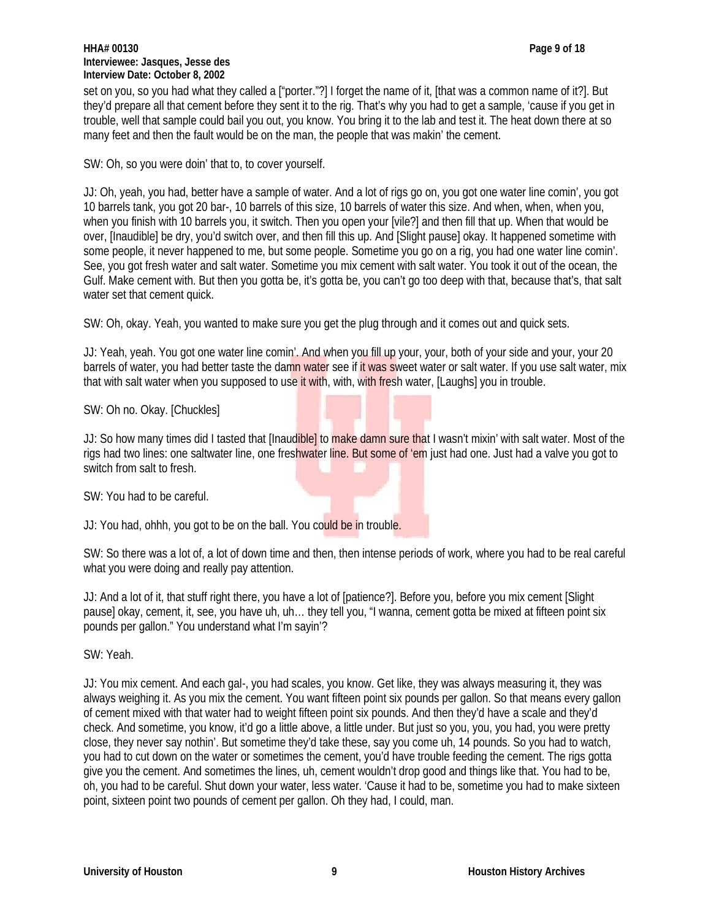set on you, so you had what they called a ["porter."?] I forget the name of it, [that was a common name of it?]. But they'd prepare all that cement before they sent it to the rig. That's why you had to get a sample, 'cause if you get in trouble, well that sample could bail you out, you know. You bring it to the lab and test it. The heat down there at so many feet and then the fault would be on the man, the people that was makin' the cement.

SW: Oh, so you were doin' that to, to cover yourself.

JJ: Oh, yeah, you had, better have a sample of water. And a lot of rigs go on, you got one water line comin', you got 10 barrels tank, you got 20 bar-, 10 barrels of this size, 10 barrels of water this size. And when, when, when you, when you finish with 10 barrels you, it switch. Then you open your [vile?] and then fill that up. When that would be over, [Inaudible] be dry, you'd switch over, and then fill this up. And [Slight pause] okay. It happened sometime with some people, it never happened to me, but some people. Sometime you go on a rig, you had one water line comin'. See, you got fresh water and salt water. Sometime you mix cement with salt water. You took it out of the ocean, the Gulf. Make cement with. But then you gotta be, it's gotta be, you can't go too deep with that, because that's, that salt water set that cement quick.

SW: Oh, okay. Yeah, you wanted to make sure you get the plug through and it comes out and quick sets.

JJ: Yeah, yeah. You got one water line comin'. And when you fill up your, your, both of your side and your, your 20 barrels of water, you had better taste the damn water see if it was sweet water or salt water. If you use salt water, mix that with salt water when you supposed to use it with, with, with fresh water, [Laughs] you in trouble.

SW: Oh no. Okay. [Chuckles]

JJ: So how many times did I tasted that [Inaudible] to make damn sure that I wasn't mixin' with salt water. Most of the rigs had two lines: one saltwater line, one freshwater line. But some of 'em just had one. Just had a valve you got to switch from salt to fresh.

SW: You had to be careful.

JJ: You had, ohhh, you got to be on the ball. You could be in trouble.

SW: So there was a lot of, a lot of down time and then, then intense periods of work, where you had to be real careful what you were doing and really pay attention.

JJ: And a lot of it, that stuff right there, you have a lot of [patience?]. Before you, before you mix cement [Slight pause] okay, cement, it, see, you have uh, uh… they tell you, "I wanna, cement gotta be mixed at fifteen point six pounds per gallon." You understand what I'm sayin'?

SW: Yeah.

JJ: You mix cement. And each gal-, you had scales, you know. Get like, they was always measuring it, they was always weighing it. As you mix the cement. You want fifteen point six pounds per gallon. So that means every gallon of cement mixed with that water had to weight fifteen point six pounds. And then they'd have a scale and they'd check. And sometime, you know, it'd go a little above, a little under. But just so you, you, you had, you were pretty close, they never say nothin'. But sometime they'd take these, say you come uh, 14 pounds. So you had to watch, you had to cut down on the water or sometimes the cement, you'd have trouble feeding the cement. The rigs gotta give you the cement. And sometimes the lines, uh, cement wouldn't drop good and things like that. You had to be, oh, you had to be careful. Shut down your water, less water. 'Cause it had to be, sometime you had to make sixteen point, sixteen point two pounds of cement per gallon. Oh they had, I could, man.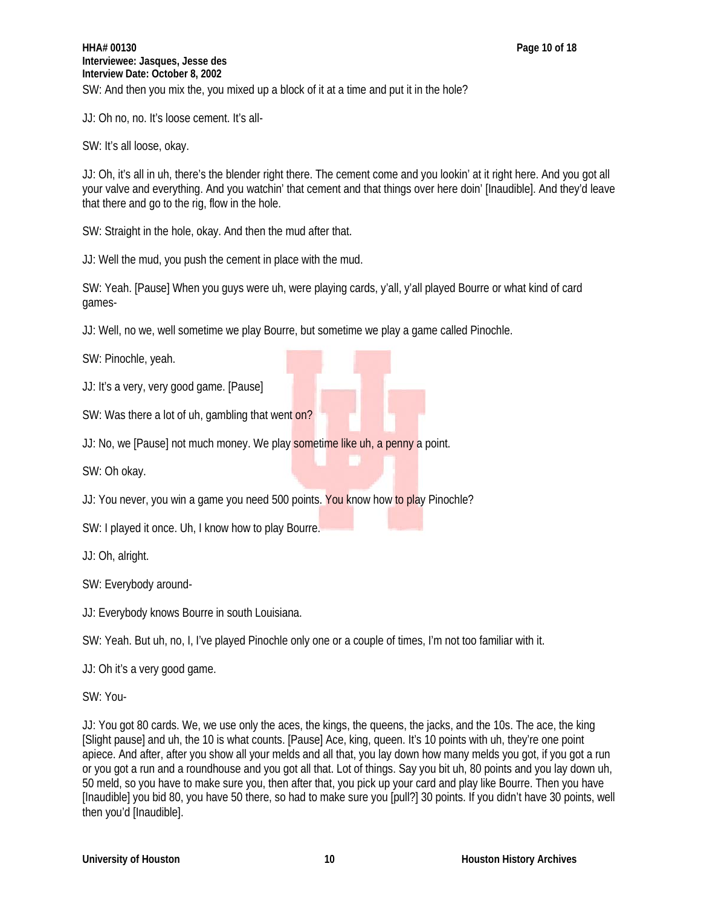SW: And then you mix the, you mixed up a block of it at a time and put it in the hole?

JJ: Oh no, no. It's loose cement. It's all-

SW: It's all loose, okay.

JJ: Oh, it's all in uh, there's the blender right there. The cement come and you lookin' at it right here. And you got all your valve and everything. And you watchin' that cement and that things over here doin' [Inaudible]. And they'd leave that there and go to the rig, flow in the hole.

SW: Straight in the hole, okay. And then the mud after that.

JJ: Well the mud, you push the cement in place with the mud.

SW: Yeah. [Pause] When you guys were uh, were playing cards, y'all, y'all played Bourre or what kind of card games-

JJ: Well, no we, well sometime we play Bourre, but sometime we play a game called Pinochle.

SW: Pinochle, yeah.

JJ: It's a very, very good game. [Pause]

SW: Was there a lot of uh, gambling that went on?

JJ: No, we [Pause] not much money. We play sometime like uh, a penny a point.

SW: Oh okay.

JJ: You never, you win a game you need 500 points. You know how to play Pinochle?

SW: I played it once. Uh, I know how to play Bourre.

JJ: Oh, alright.

SW: Everybody around-

JJ: Everybody knows Bourre in south Louisiana.

SW: Yeah. But uh, no, I, I've played Pinochle only one or a couple of times, I'm not too familiar with it.

JJ: Oh it's a very good game.

SW: You-

JJ: You got 80 cards. We, we use only the aces, the kings, the queens, the jacks, and the 10s. The ace, the king [Slight pause] and uh, the 10 is what counts. [Pause] Ace, king, queen. It's 10 points with uh, they're one point apiece. And after, after you show all your melds and all that, you lay down how many melds you got, if you got a run or you got a run and a roundhouse and you got all that. Lot of things. Say you bit uh, 80 points and you lay down uh, 50 meld, so you have to make sure you, then after that, you pick up your card and play like Bourre. Then you have [Inaudible] you bid 80, you have 50 there, so had to make sure you [pull?] 30 points. If you didn't have 30 points, well then you'd [Inaudible].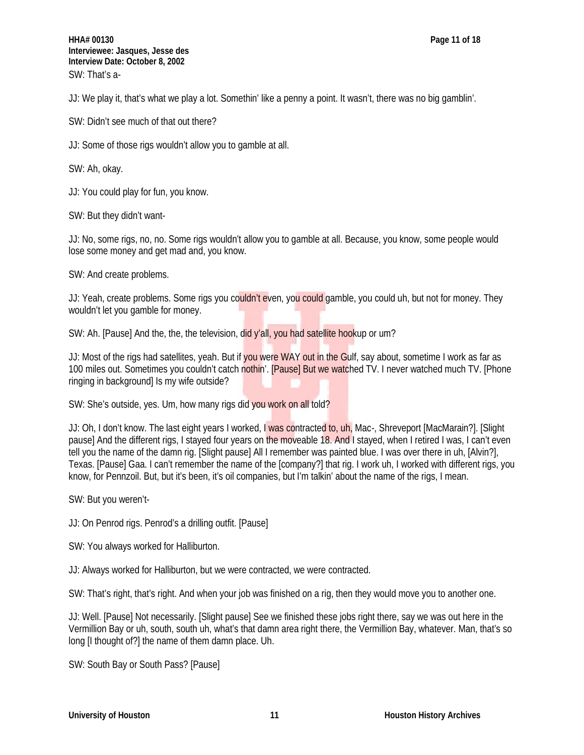SW: That's a-

JJ: We play it, that's what we play a lot. Somethin' like a penny a point. It wasn't, there was no big gamblin'.

SW: Didn't see much of that out there?

JJ: Some of those rigs wouldn't allow you to gamble at all.

SW: Ah, okay.

JJ: You could play for fun, you know.

SW: But they didn't want-

JJ: No, some rigs, no, no. Some rigs wouldn't allow you to gamble at all. Because, you know, some people would lose some money and get mad and, you know.

SW: And create problems.

JJ: Yeah, create problems. Some rigs you couldn't even, you could gamble, you could uh, but not for money. They wouldn't let you gamble for money.

SW: Ah. [Pause] And the, the, the television, did y'all, you had satellite hookup or um?

JJ: Most of the rigs had satellites, yeah. But if you were WAY out in the Gulf, say about, sometime I work as far as 100 miles out. Sometimes you couldn't catch nothin'. [Pause] But we watched TV. I never watched much TV. [Phone ringing in background] Is my wife outside?

SW: She's outside, yes. Um, how many rigs did you work on all told?

JJ: Oh, I don't know. The last eight years I worked, I was contracted to, uh, Mac-, Shreveport [MacMarain?]. [Slight pause] And the different rigs, I stayed four years on the moveable 18. And I stayed, when I retired I was, I can't even tell you the name of the damn rig. [Slight pause] All I remember was painted blue. I was over there in uh, [Alvin?], Texas. [Pause] Gaa. I can't remember the name of the [company?] that rig. I work uh, I worked with different rigs, you know, for Pennzoil. But, but it's been, it's oil companies, but I'm talkin' about the name of the rigs, I mean.

SW: But you weren't-

JJ: On Penrod rigs. Penrod's a drilling outfit. [Pause]

SW: You always worked for Halliburton.

JJ: Always worked for Halliburton, but we were contracted, we were contracted.

SW: That's right, that's right. And when your job was finished on a rig, then they would move you to another one.

JJ: Well. [Pause] Not necessarily. [Slight pause] See we finished these jobs right there, say we was out here in the Vermillion Bay or uh, south, south uh, what's that damn area right there, the Vermillion Bay, whatever. Man, that's so long [I thought of?] the name of them damn place. Uh.

SW: South Bay or South Pass? [Pause]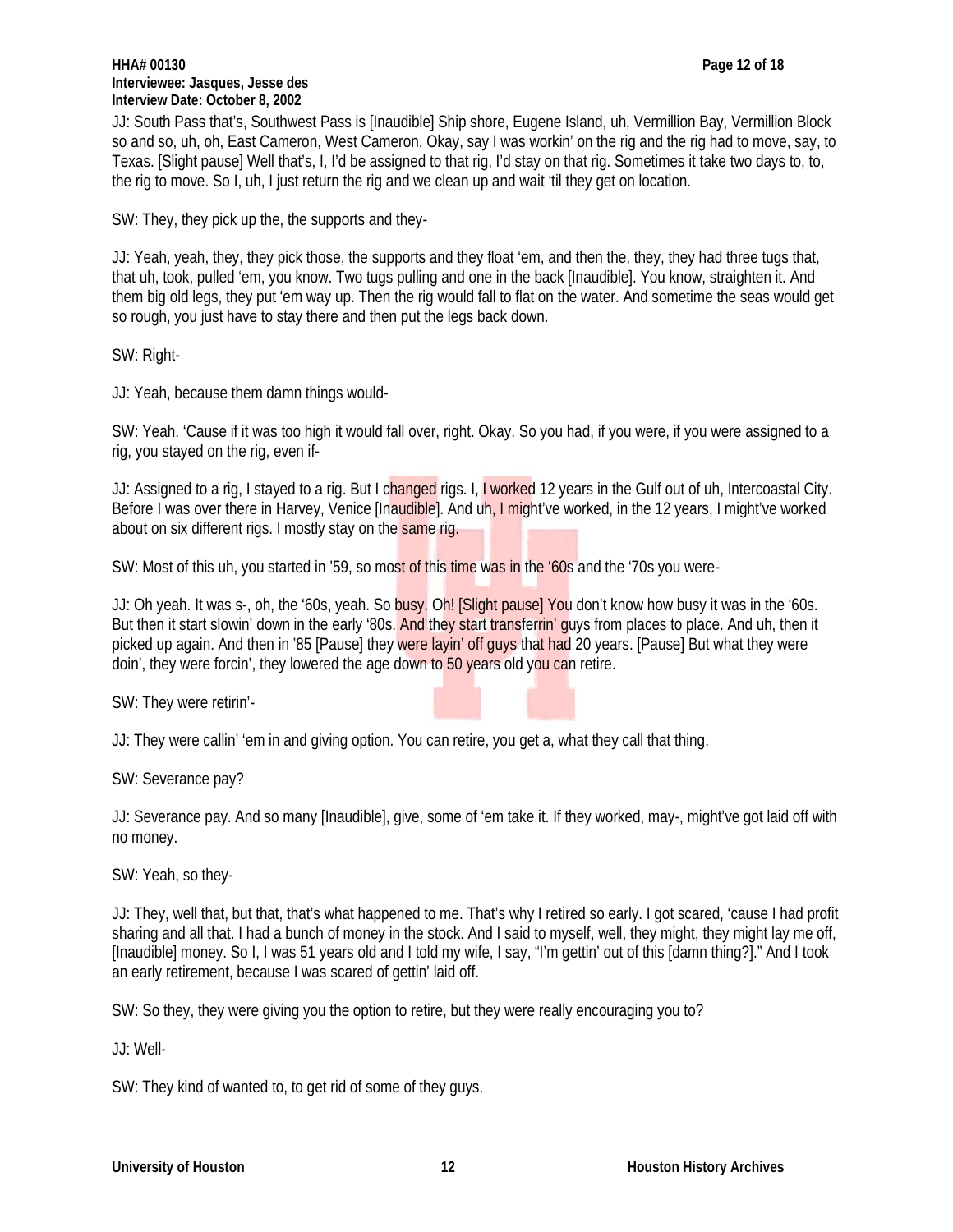JJ: South Pass that's, Southwest Pass is [Inaudible] Ship shore, Eugene Island, uh, Vermillion Bay, Vermillion Block so and so, uh, oh, East Cameron, West Cameron. Okay, say I was workin' on the rig and the rig had to move, say, to Texas. [Slight pause] Well that's, I, I'd be assigned to that rig, I'd stay on that rig. Sometimes it take two days to, to, the rig to move. So I, uh, I just return the rig and we clean up and wait 'til they get on location.

SW: They, they pick up the, the supports and they-

JJ: Yeah, yeah, they, they pick those, the supports and they float 'em, and then the, they, they had three tugs that, that uh, took, pulled 'em, you know. Two tugs pulling and one in the back [Inaudible]. You know, straighten it. And them big old legs, they put 'em way up. Then the rig would fall to flat on the water. And sometime the seas would get so rough, you just have to stay there and then put the legs back down.

SW: Right-

JJ: Yeah, because them damn things would-

SW: Yeah. 'Cause if it was too high it would fall over, right. Okay. So you had, if you were, if you were assigned to a rig, you stayed on the rig, even if-

JJ: Assigned to a rig, I stayed to a rig. But I changed rigs. I, I worked 12 years in the Gulf out of uh, Intercoastal City. Before I was over there in Harvey, Venice [Inaudible]. And uh, I might've worked, in the 12 years, I might've worked about on six different rigs. I mostly stay on the same rig.

SW: Most of this uh, you started in '59, so most of this time was in the '60s and the '70s you were-

JJ: Oh yeah. It was s-, oh, the '60s, yeah. So busy. Oh! [Slight pause] You don't know how busy it was in the '60s. But then it start slowin' down in the early '80s. And they start transferrin' guys from places to place. And uh, then it picked up again. And then in '85 [Pause] they were layin' off guys that had 20 years. [Pause] But what they were doin', they were forcin', they lowered the age down to 50 years old you can retire.

SW: They were retirin'-

JJ: They were callin' 'em in and giving option. You can retire, you get a, what they call that thing.

SW: Severance pay?

JJ: Severance pay. And so many [Inaudible], give, some of 'em take it. If they worked, may-, might've got laid off with no money.

SW: Yeah, so they-

JJ: They, well that, but that, that's what happened to me. That's why I retired so early. I got scared, 'cause I had profit sharing and all that. I had a bunch of money in the stock. And I said to myself, well, they might, they might lay me off, [Inaudible] money. So I, I was 51 years old and I told my wife, I say, "I'm gettin' out of this [damn thing?]." And I took an early retirement, because I was scared of gettin' laid off.

SW: So they, they were giving you the option to retire, but they were really encouraging you to?

JJ: Well-

SW: They kind of wanted to, to get rid of some of they guys.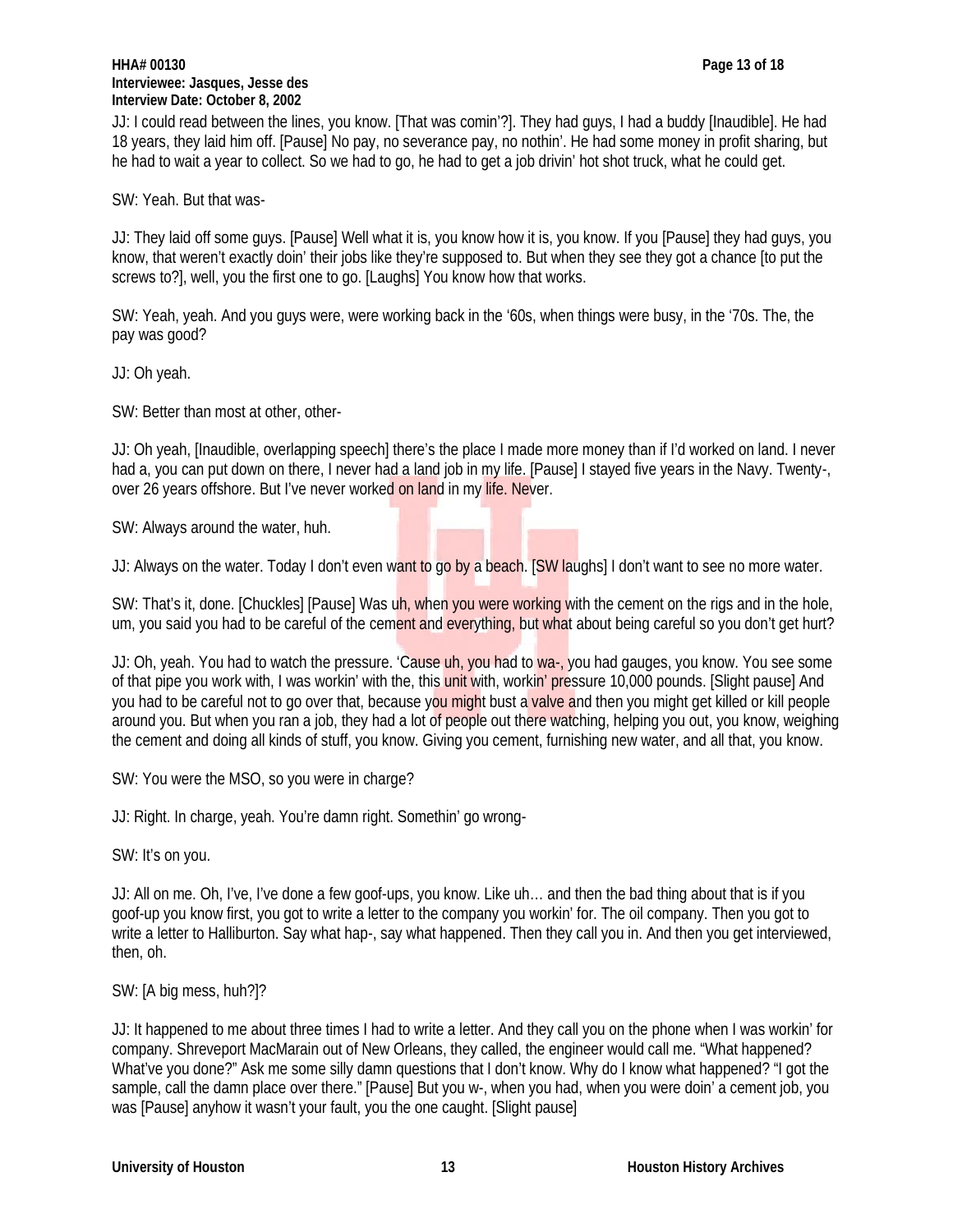JJ: I could read between the lines, you know. [That was comin'?]. They had guys, I had a buddy [Inaudible]. He had 18 years, they laid him off. [Pause] No pay, no severance pay, no nothin'. He had some money in profit sharing, but he had to wait a year to collect. So we had to go, he had to get a job drivin' hot shot truck, what he could get.

SW: Yeah. But that was-

JJ: They laid off some guys. [Pause] Well what it is, you know how it is, you know. If you [Pause] they had guys, you know, that weren't exactly doin' their jobs like they're supposed to. But when they see they got a chance [to put the screws to?], well, you the first one to go. [Laughs] You know how that works.

SW: Yeah, yeah. And you guys were, were working back in the '60s, when things were busy, in the '70s. The, the pay was good?

JJ: Oh yeah.

SW: Better than most at other, other-

JJ: Oh yeah, [Inaudible, overlapping speech] there's the place I made more money than if I'd worked on land. I never had a, you can put down on there, I never had a land job in my life. [Pause] I stayed five years in the Navy. Twenty-, over 26 years offshore. But I've never worked on land in my life. Never.

SW: Always around the water, huh.

JJ: Always on the water. Today I don't even want to go by a beach. [SW laughs] I don't want to see no more water.

SW: That's it, done. [Chuckles] [Pause] Was uh, when you were working with the cement on the rigs and in the hole, um, you said you had to be careful of the cement and everything, but what about being careful so you don't get hurt?

JJ: Oh, yeah. You had to watch the pressure. 'Cause uh, you had to wa-, you had gauges, you know. You see some of that pipe you work with, I was workin' with the, this unit with, workin' pressure 10,000 pounds. [Slight pause] And you had to be careful not to go over that, because you might bust a valve and then you might get killed or kill people around you. But when you ran a job, they had a lot of people out there watching, helping you out, you know, weighing the cement and doing all kinds of stuff, you know. Giving you cement, furnishing new water, and all that, you know.

SW: You were the MSO, so you were in charge?

JJ: Right. In charge, yeah. You're damn right. Somethin' go wrong-

SW: It's on you.

JJ: All on me. Oh, I've, I've done a few goof-ups, you know. Like uh… and then the bad thing about that is if you goof-up you know first, you got to write a letter to the company you workin' for. The oil company. Then you got to write a letter to Halliburton. Say what hap-, say what happened. Then they call you in. And then you get interviewed, then, oh.

SW: [A big mess, huh?]?

JJ: It happened to me about three times I had to write a letter. And they call you on the phone when I was workin' for company. Shreveport MacMarain out of New Orleans, they called, the engineer would call me. "What happened? What've you done?" Ask me some silly damn questions that I don't know. Why do I know what happened? "I got the sample, call the damn place over there." [Pause] But you w-, when you had, when you were doin' a cement job, you was [Pause] anyhow it wasn't your fault, you the one caught. [Slight pause]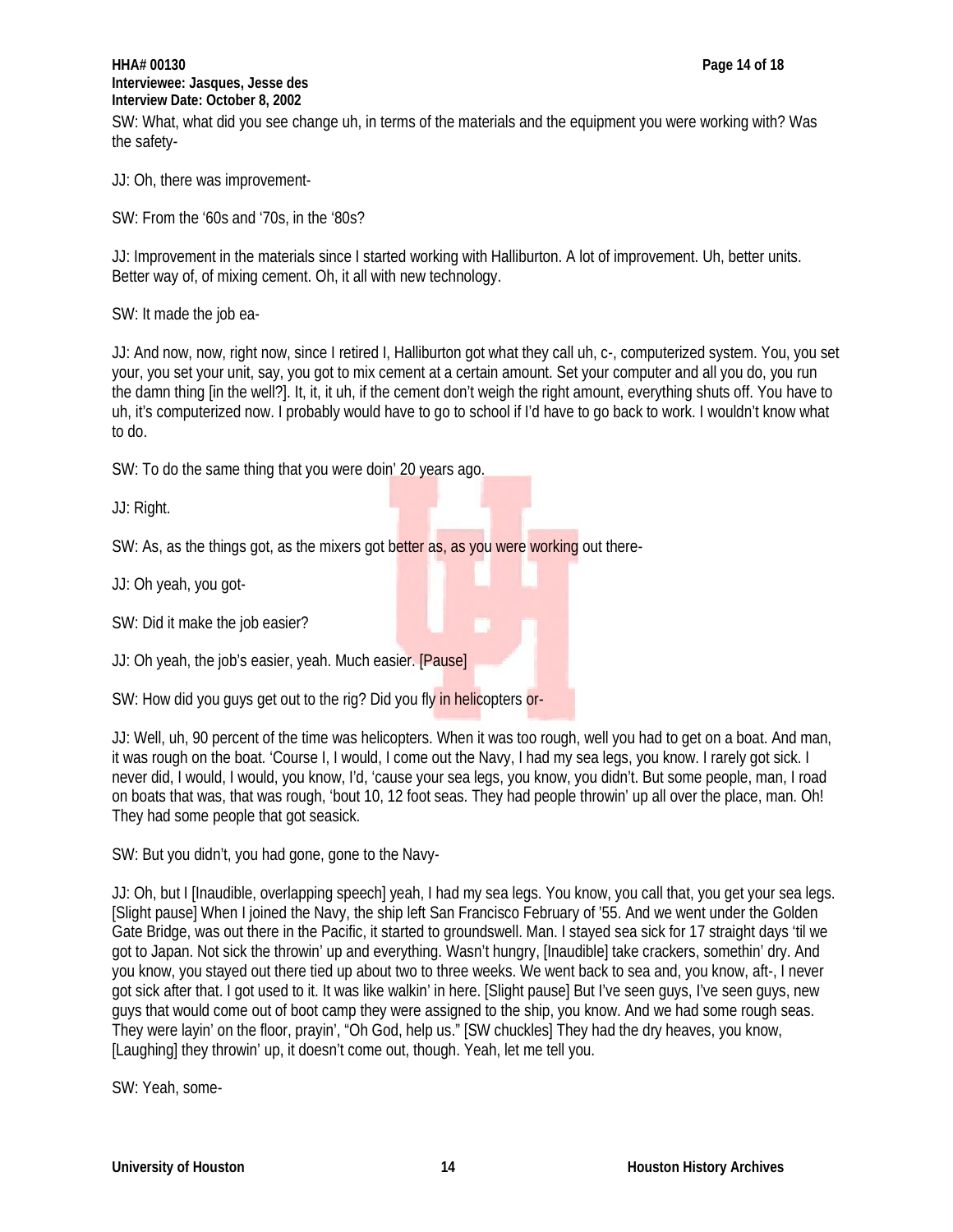SW: What, what did you see change uh, in terms of the materials and the equipment you were working with? Was the safety-

JJ: Oh, there was improvement-

SW: From the '60s and '70s, in the '80s?

JJ: Improvement in the materials since I started working with Halliburton. A lot of improvement. Uh, better units. Better way of, of mixing cement. Oh, it all with new technology.

SW: It made the job ea-

JJ: And now, now, right now, since I retired I, Halliburton got what they call uh, c-, computerized system. You, you set your, you set your unit, say, you got to mix cement at a certain amount. Set your computer and all you do, you run the damn thing [in the well?]. It, it, it uh, if the cement don't weigh the right amount, everything shuts off. You have to uh, it's computerized now. I probably would have to go to school if I'd have to go back to work. I wouldn't know what to do.

SW: To do the same thing that you were doin' 20 years ago.

JJ: Right.

SW: As, as the things got, as the mixers got better as, as you were working out there-

JJ: Oh yeah, you got-

SW: Did it make the job easier?

JJ: Oh yeah, the job's easier, yeah. Much easier. [Pause]

SW: How did you guys get out to the rig? Did you fly in helicopters or-

JJ: Well, uh, 90 percent of the time was helicopters. When it was too rough, well you had to get on a boat. And man, it was rough on the boat. 'Course I, I would, I come out the Navy, I had my sea legs, you know. I rarely got sick. I never did, I would, I would, you know, I'd, 'cause your sea legs, you know, you didn't. But some people, man, I road on boats that was, that was rough, 'bout 10, 12 foot seas. They had people throwin' up all over the place, man. Oh! They had some people that got seasick.

SW: But you didn't, you had gone, gone to the Navy-

JJ: Oh, but I [Inaudible, overlapping speech] yeah, I had my sea legs. You know, you call that, you get your sea legs. [Slight pause] When I joined the Navy, the ship left San Francisco February of '55. And we went under the Golden Gate Bridge, was out there in the Pacific, it started to groundswell. Man. I stayed sea sick for 17 straight days 'til we got to Japan. Not sick the throwin' up and everything. Wasn't hungry, [Inaudible] take crackers, somethin' dry. And you know, you stayed out there tied up about two to three weeks. We went back to sea and, you know, aft-, I never got sick after that. I got used to it. It was like walkin' in here. [Slight pause] But I've seen guys, I've seen guys, new guys that would come out of boot camp they were assigned to the ship, you know. And we had some rough seas. They were layin' on the floor, prayin', "Oh God, help us." [SW chuckles] They had the dry heaves, you know, [Laughing] they throwin' up, it doesn't come out, though. Yeah, let me tell you.

SW: Yeah, some-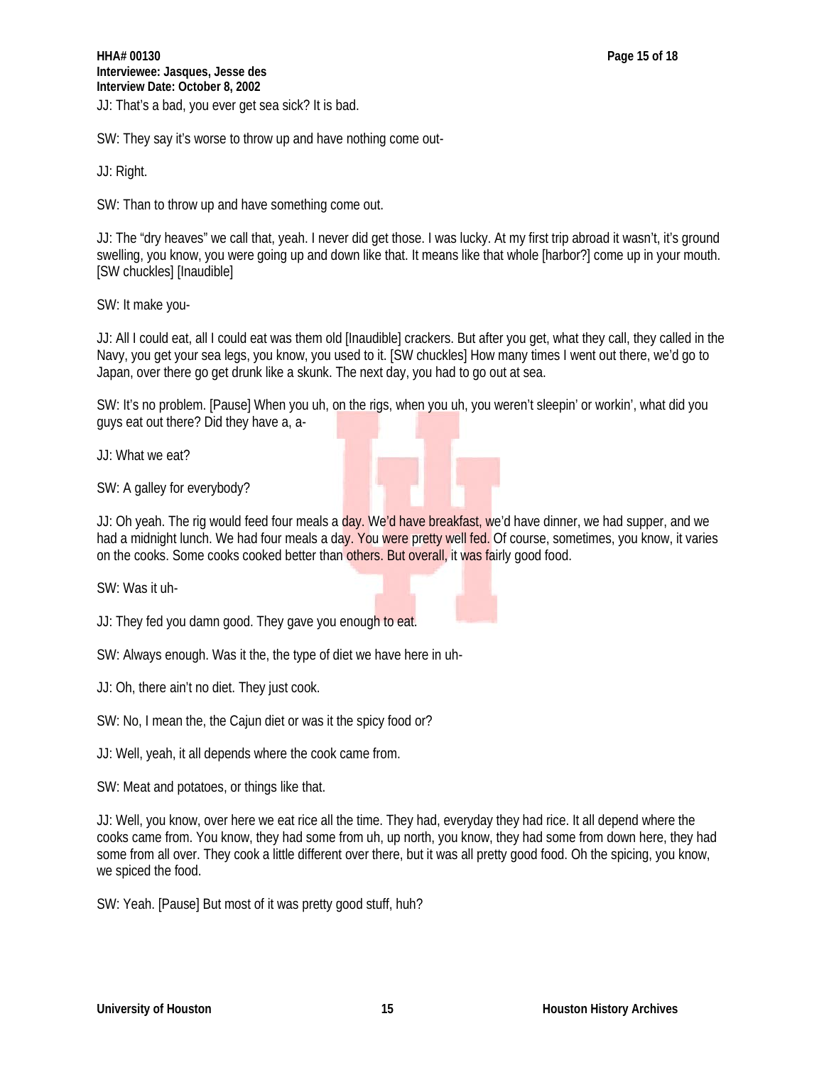JJ: That's a bad, you ever get sea sick? It is bad.

SW: They say it's worse to throw up and have nothing come out-

JJ: Right.

SW: Than to throw up and have something come out.

JJ: The "dry heaves" we call that, yeah. I never did get those. I was lucky. At my first trip abroad it wasn't, it's ground swelling, you know, you were going up and down like that. It means like that whole [harbor?] come up in your mouth. [SW chuckles] [Inaudible]

SW: It make you-

JJ: All I could eat, all I could eat was them old [Inaudible] crackers. But after you get, what they call, they called in the Navy, you get your sea legs, you know, you used to it. [SW chuckles] How many times I went out there, we'd go to Japan, over there go get drunk like a skunk. The next day, you had to go out at sea.

SW: It's no problem. [Pause] When you uh, on the rigs, when you uh, you weren't sleepin' or workin', what did you guys eat out there? Did they have a, a-

JJ: What we eat?

SW: A galley for everybody?

JJ: Oh yeah. The rig would feed four meals a day. We'd have breakfast, we'd have dinner, we had supper, and we had a midnight lunch. We had four meals a day. You were pretty well fed. Of course, sometimes, you know, it varies on the cooks. Some cooks cooked better than others. But overall, it was fairly good food.

SW: Was it uh-

JJ: They fed you damn good. They gave you enough to eat.

SW: Always enough. Was it the, the type of diet we have here in uh-

JJ: Oh, there ain't no diet. They just cook.

SW: No, I mean the, the Cajun diet or was it the spicy food or?

JJ: Well, yeah, it all depends where the cook came from.

SW: Meat and potatoes, or things like that.

JJ: Well, you know, over here we eat rice all the time. They had, everyday they had rice. It all depend where the cooks came from. You know, they had some from uh, up north, you know, they had some from down here, they had some from all over. They cook a little different over there, but it was all pretty good food. Oh the spicing, you know, we spiced the food.

SW: Yeah. [Pause] But most of it was pretty good stuff, huh?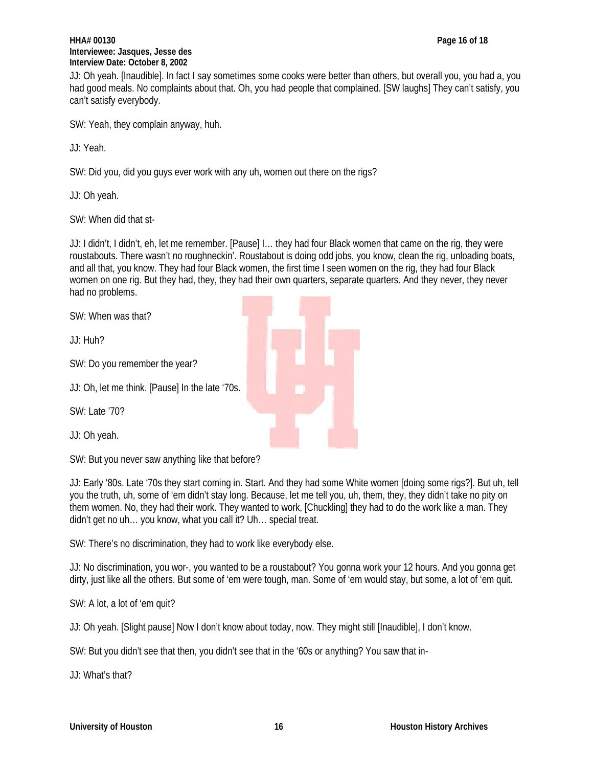JJ: Oh yeah. [Inaudible]. In fact I say sometimes some cooks were better than others, but overall you, you had a, you had good meals. No complaints about that. Oh, you had people that complained. [SW laughs] They can't satisfy, you can't satisfy everybody.

SW: Yeah, they complain anyway, huh.

JJ: Yeah.

SW: Did you, did you guys ever work with any uh, women out there on the rigs?

JJ: Oh yeah.

SW: When did that st-

JJ: I didn't, I didn't, eh, let me remember. [Pause] I… they had four Black women that came on the rig, they were roustabouts. There wasn't no roughneckin'. Roustabout is doing odd jobs, you know, clean the rig, unloading boats, and all that, you know. They had four Black women, the first time I seen women on the rig, they had four Black women on one rig. But they had, they, they had their own quarters, separate quarters. And they never, they never had no problems.

SW: When was that?

JJ: Huh?

SW: Do you remember the year?

JJ: Oh, let me think. [Pause] In the late '70s.

SW: Late '70?

JJ: Oh yeah.

SW: But you never saw anything like that before?

JJ: Early '80s. Late '70s they start coming in. Start. And they had some White women [doing some rigs?]. But uh, tell you the truth, uh, some of 'em didn't stay long. Because, let me tell you, uh, them, they, they didn't take no pity on them women. No, they had their work. They wanted to work, [Chuckling] they had to do the work like a man. They didn't get no uh… you know, what you call it? Uh… special treat.

SW: There's no discrimination, they had to work like everybody else.

JJ: No discrimination, you wor-, you wanted to be a roustabout? You gonna work your 12 hours. And you gonna get dirty, just like all the others. But some of 'em were tough, man. Some of 'em would stay, but some, a lot of 'em quit.

SW: A lot, a lot of 'em quit?

JJ: Oh yeah. [Slight pause] Now I don't know about today, now. They might still [Inaudible], I don't know.

SW: But you didn't see that then, you didn't see that in the '60s or anything? You saw that in-

JJ: What's that?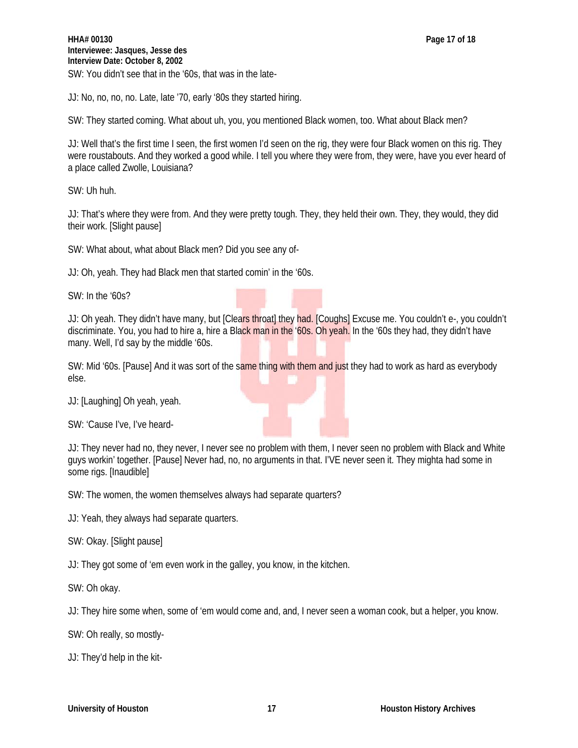SW: You didn't see that in the '60s, that was in the late-

JJ: No, no, no, no. Late, late '70, early '80s they started hiring.

SW: They started coming. What about uh, you, you mentioned Black women, too. What about Black men?

JJ: Well that's the first time I seen, the first women I'd seen on the rig, they were four Black women on this rig. They were roustabouts. And they worked a good while. I tell you where they were from, they were, have you ever heard of a place called Zwolle, Louisiana?

SW: Uh huh.

JJ: That's where they were from. And they were pretty tough. They, they held their own. They, they would, they did their work. [Slight pause]

SW: What about, what about Black men? Did you see any of-

JJ: Oh, yeah. They had Black men that started comin' in the '60s.

SW: In the '60s?

JJ: Oh yeah. They didn't have many, but [Clears throat] they had. [Coughs] Excuse me. You couldn't e-, you couldn't discriminate. You, you had to hire a, hire a Black man in the '60s. Oh yeah. In the '60s they had, they didn't have many. Well, I'd say by the middle '60s.

SW: Mid '60s. [Pause] And it was sort of the same thing with them and just they had to work as hard as everybody else.

JJ: [Laughing] Oh yeah, yeah.

SW: 'Cause I've, I've heard-

JJ: They never had no, they never, I never see no problem with them, I never seen no problem with Black and White guys workin' together. [Pause] Never had, no, no arguments in that. I'VE never seen it. They mighta had some in some rigs. [Inaudible]

SW: The women, the women themselves always had separate quarters?

JJ: Yeah, they always had separate quarters.

SW: Okay. [Slight pause]

JJ: They got some of 'em even work in the galley, you know, in the kitchen.

SW: Oh okay.

JJ: They hire some when, some of 'em would come and, and, I never seen a woman cook, but a helper, you know.

SW: Oh really, so mostly-

JJ: They'd help in the kit-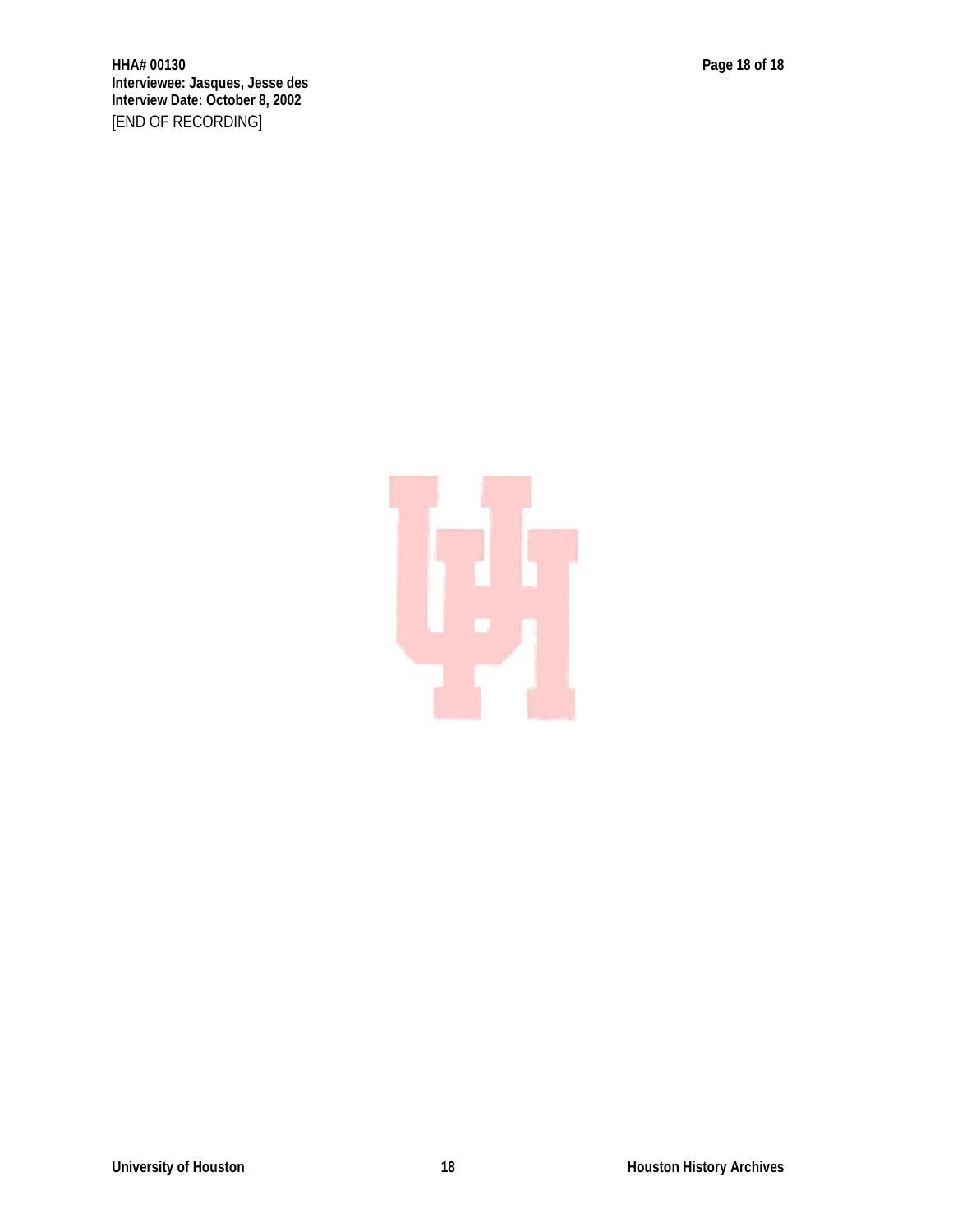[END OF RECORDING]